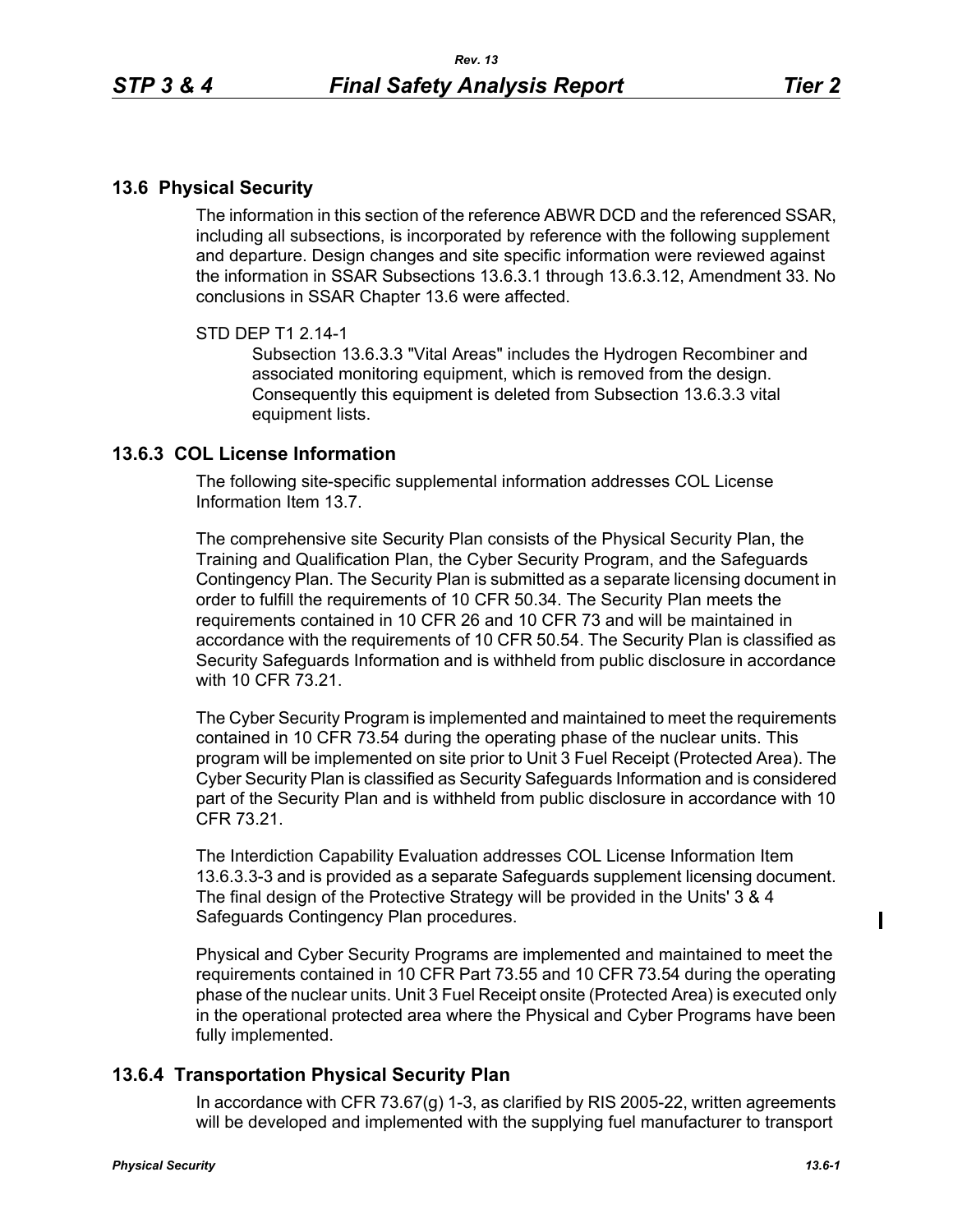## 13.6 Physical Security

The information in this section of the reference ABWR DCD and the referenced SSAR, including all subsections, is incorporated by reference with the following supplement and departure. Design changes and site specific information were reviewed against the information in SSAR Subsections 13.6.3.1 through 13.6.3.12, Amendment 33. No conclusions in SSAR Chapter 13.6 were affected.

STD DEP T1 2.14-1

Subsection 13.6.3.3 "Vital Areas" includes the Hydrogen Recombiner and associated monitoring equipment, which is removed from the design. Consequently this equipment is deleted from Subsection 13.6.3.3 vital equipment lists.

### 13.6.3 COL License Information

The following site-specific supplemental information addresses COL License Information Item 13.7.

The comprehensive site Security Plan consists of the Physical Security Plan, the Training and Qualification Plan, the Cyber Security Program, and the Safeguards Contingency Plan. The Security Plan is submitted as a separate licensing document in order to fulfill the requirements of 10 CFR 50.34. The Security Plan meets the requirements contained in 10 CFR 26 and 10 CFR 73 and will be maintained in accordance with the requirements of 10 CFR 50.54. The Security Plan is classified as Security Safeguards Information and is withheld from public disclosure in accordance with 10 CFR 73.21.

The Cyber Security Program is implemented and maintained to meet the requirements contained in 10 CFR 73.54 during the operating phase of the nuclear units. This program will be implemented on site prior to Unit 3 Fuel Receipt (Protected Area). The Cyber Security Plan is classified as Security Safeguards Information and is considered part of the Security Plan and is withheld from public disclosure in accordance with 10 CFR 73.21.

The Interdiction Capability Evaluation addresses COL License Information Item 13.6.3.3-3 and is provided as a separate Safeguards supplement licensing document. The final design of the Protective Strategy will be provided in the Units' 3 & 4 Safeguards Contingency Plan procedures.

Physical and Cyber Security Programs are implemented and maintained to meet the requirements contained in 10 CFR Part 73.55 and 10 CFR 73.54 during the operating phase of the nuclear units. Unit 3 Fuel Receipt onsite (Protected Area) is executed only in the operational protected area where the Physical and Cyber Programs have been fully implemented.

### 13.6.4 Transportation Physical Security Plan

In accordance with CFR 73.67(g) 1-3, as clarified by RIS 2005-22, written agreements will be developed and implemented with the supplying fuel manufacturer to transport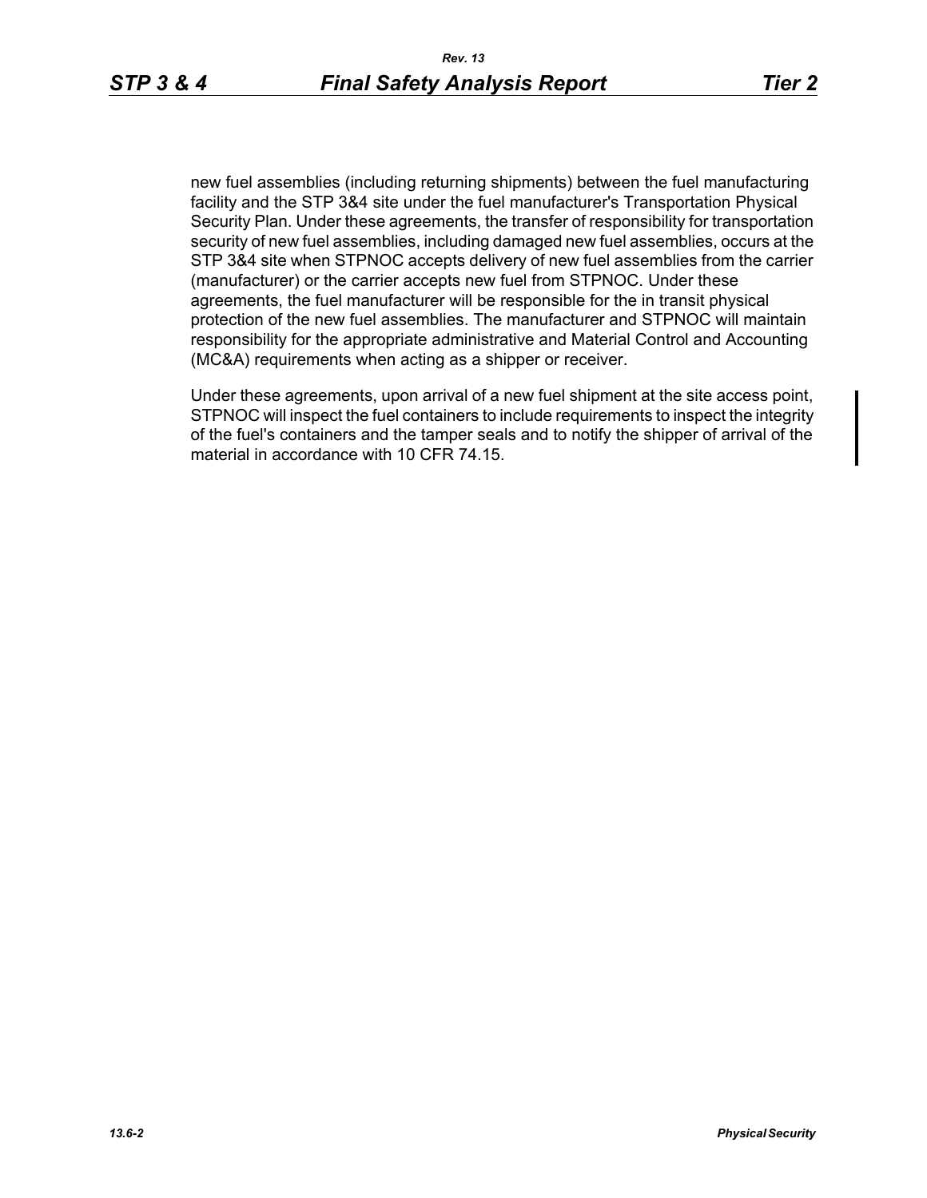new fuel assemblies (including returning shipments) between the fuel manufacturing facility and the STP 3&4 site under the fuel manufacturer's Transportation Physical Security Plan. Under these agreements, the transfer of responsibility for transportation security of new fuel assemblies, including damaged new fuel assemblies, occurs at the STP 3&4 site when STPNOC accepts delivery of new fuel assemblies from the carrier (manufacturer) or the carrier accepts new fuel from STPNOC. Under these agreements, the fuel manufacturer will be responsible for the in transit physical protection of the new fuel assemblies. The manufacturer and STPNOC will maintain responsibility for the appropriate administrative and Material Control and Accounting (MC&A) requirements when acting as a shipper or receiver.

Under these agreements, upon arrival of a new fuel shipment at the site access point, STPNOC will inspect the fuel containers to include requirements to inspect the integrity of the fuel's containers and the tamper seals and to notify the shipper of arrival of the material in accordance with 10 CFR 74.15.